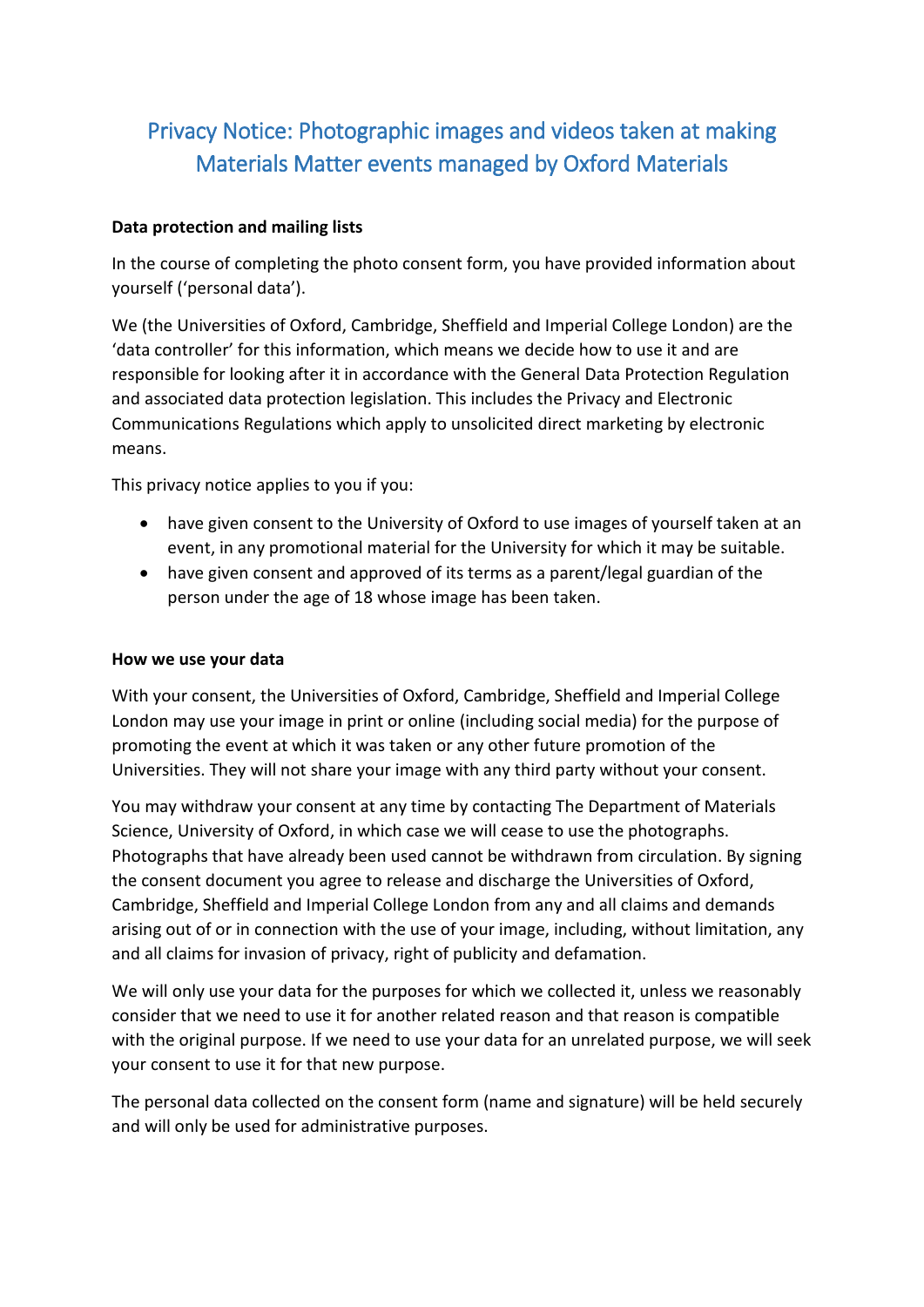# Privacy Notice: Photographic images and videos taken at making Materials Matter events managed by Oxford Materials

**Data protection and mailing lists**

In the course of completing the photo consent form, you have provided information about yourself ('personal data').

We (the Universities of Oxford, Cambridge, Sheffield and Imperial College London) are the 'data controller' for this information, which means we decide how to use it and are responsible for looking after it in accordance with the General Data Protection Regulation and associated data protection legislation. This includes the Privacy and Electronic Communications Regulations which apply to unsolicited direct marketing by electronic means.

This privacy notice applies to you if you:

- have given consent to the University of Oxford to use images of yourself taken at an event, in any promotional material for the University for which it may be suitable.
- have given consent and approved of its terms as a parent/legal guardian of the person under the age of 18 whose image has been taken.

**How we use your data**

With your consent, the Universities of Oxford, Cambridge, Sheffield and Imperial College London may use your image in print or online (including social media) for the purpose of promoting the event at which it was taken or any other future promotion of the Universities. They will not share your image with any third party without your consent.

You may withdraw your consent at any time by contacting The Department of Materials Science, University of Oxford, in which case we will cease to use the photographs. Photographs that have already been used cannot be withdrawn from circulation. By signing the consent document you agree to release and discharge the Universities of Oxford, Cambridge, Sheffield and Imperial College London from any and all claims and demands arising out of or in connection with the use of your image, including, without limitation, any and all claims for invasion of privacy, right of publicity and defamation.

We will only use your data for the purposes for which we collected it, unless we reasonably consider that we need to use it for another related reason and that reason is compatible with the original purpose. If we need to use your data for an unrelated purpose, we will seek your consent to use it for that new purpose.

The personal data collected on the consent form (name and signature) will be held securely and will only be used for administrative purposes.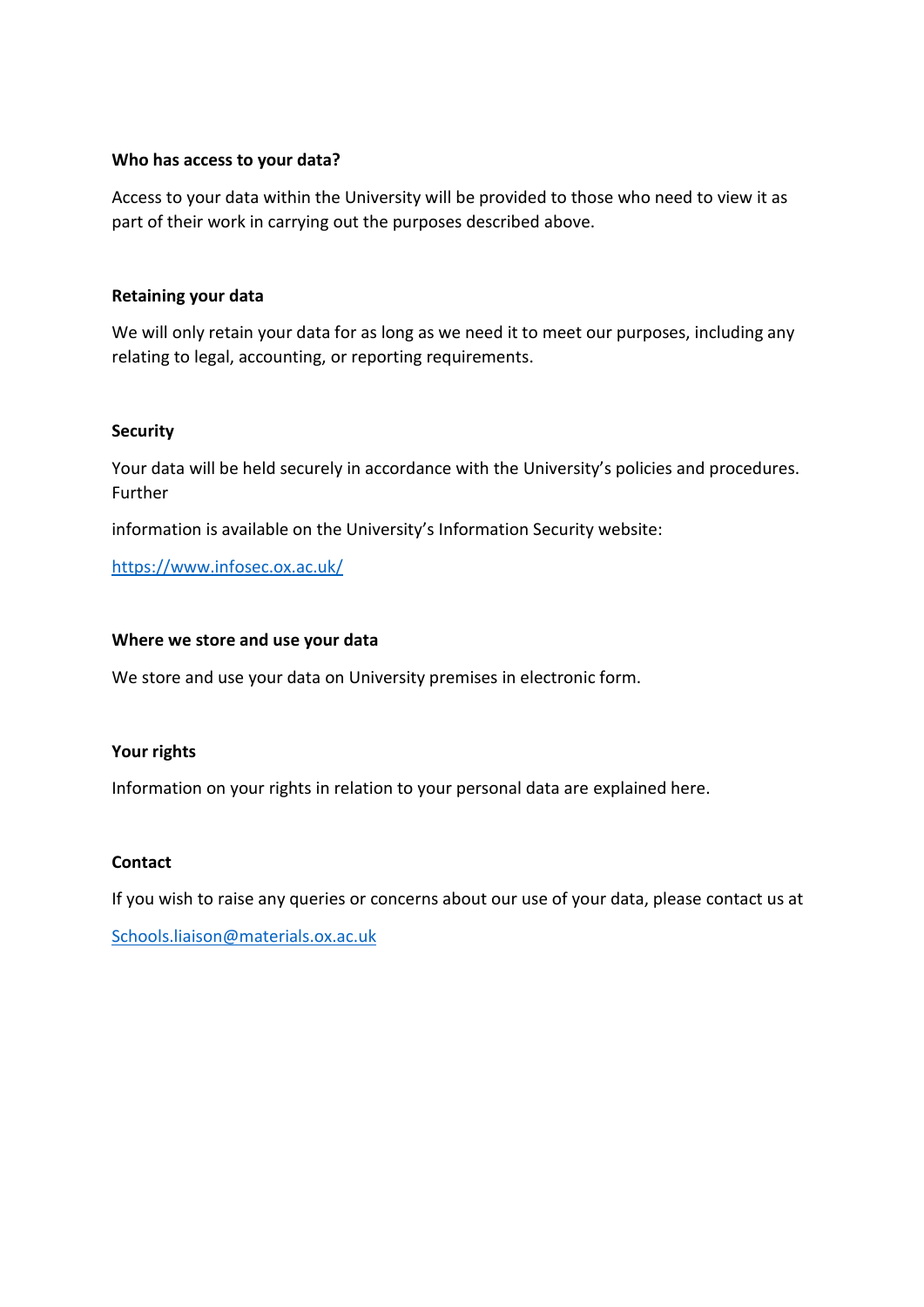**Who has access to your data?**

Access to your data within the University will be provided to those who need to view it as part of their work in carrying out the purposes described above.

**Retaining your data**

We will only retain your data for as long as we need it to meet our purposes, including any relating to legal, accounting, or reporting requirements.

**Security**

Your data will be held securely in accordance with the University's policies and procedures. Further

information is available on the University's Information Security website:

https://www.infosec.ox.ac.uk/

**Where we store and use your data**

We store and use your data on University premises in electronic form.

**Your rights**

Information on your rights in relation to your personal data are explained here.

**Contact**

If you wish to raise any queries or concerns about our use of your data, please contact us at

Schools.liaison@materials.ox.ac.uk